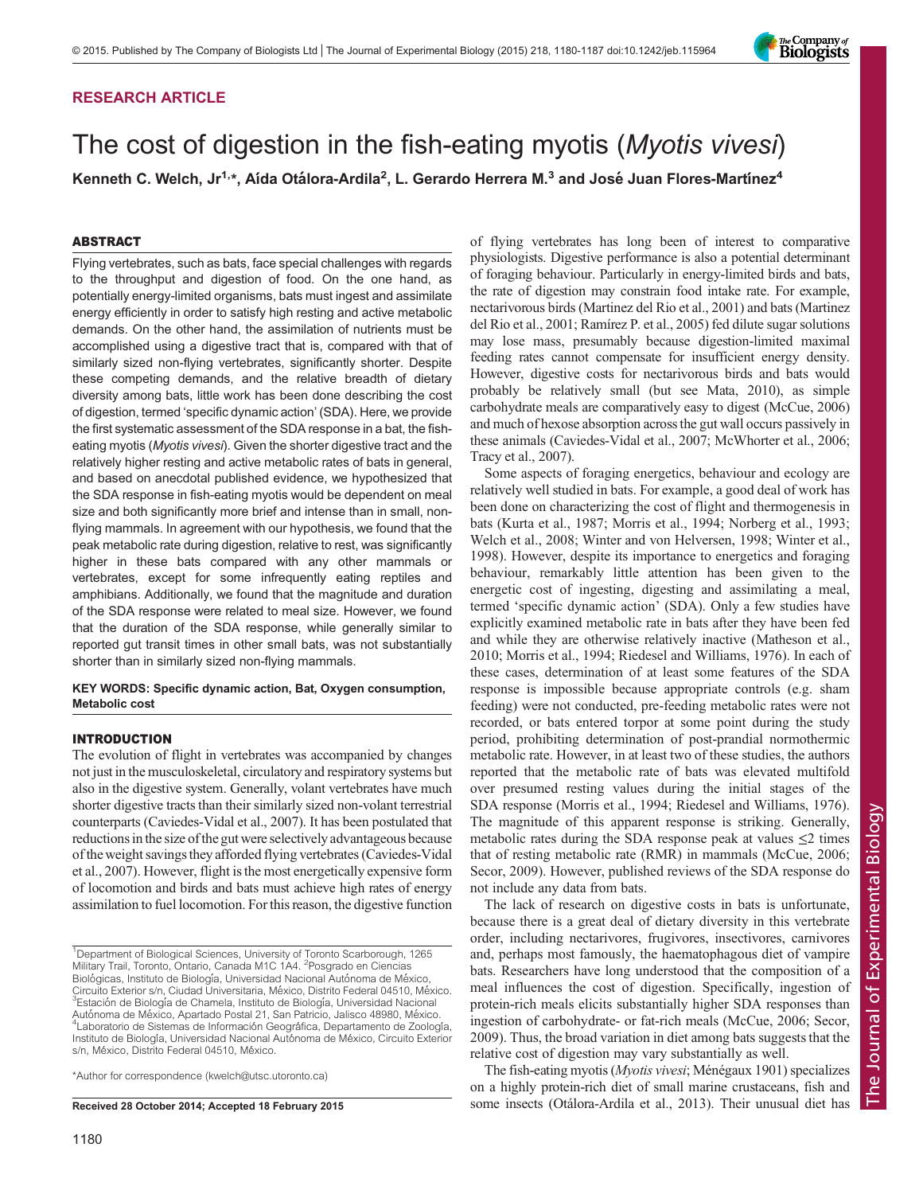RESEARCH ARTICLE

# The cost of digestion in the fish-eating myotis (*Myotis vivesi*)

**Kenneth C. Welch, Jr[1,*], Aída Otálora-Ardila[2], L. Gerardo Herrera M.[3] and José Juan Flores-Martínez[4]**

## ABSTRACT

Flying vertebrates, such as bats, face special challenges with regards to the throughput and digestion of food. On the one hand, as potentially energy-limited organisms, bats must ingest and assimilate energy efficiently in order to satisfy high resting and active metabolic demands. On the other hand, the assimilation of nutrients must be accomplished using a digestive tract that is, compared with that of similarly sized non-flying vertebrates, significantly shorter. Despite these competing demands, and the relative breadth of dietary diversity among bats, little work has been done describing the cost of digestion, termed 'specific dynamic action' (SDA). Here, we provide the first systematic assessment of the SDA response in a bat, the fish-eating myotis (*Myotis vivesi*). Given the shorter digestive tract and the relatively higher resting and active metabolic rates of bats in general, and based on anecdotal published evidence, we hypothesized that the SDA response in fish-eating myotis would be dependent on meal size and both significantly more brief and intense than in small, non-flying mammals. In agreement with our hypothesis, we found that the peak metabolic rate during digestion, relative to rest, was significantly higher in these bats compared with any other mammals or vertebrates, except for some infrequently eating reptiles and amphibians. Additionally, we found that the magnitude and duration of the SDA response were related to meal size. However, we found that the duration of the SDA response, while generally similar to reported gut transit times in other small bats, was not substantially shorter than in similarly sized non-flying mammals.

**KEY WORDS: Specific dynamic action, Bat, Oxygen consumption, Metabolic cost**

## INTRODUCTION

The evolution of flight in vertebrates was accompanied by changes not just in the musculoskeletal, circulatory and respiratory systems but also in the digestive system. Generally, volant vertebrates have much shorter digestive tracts than their similarly sized non-volant terrestrial counterparts (Caviedes-Vidal et al., 2007). It has been postulated that reductions in the size of the gut were selectively advantageous because of the weight savings they afforded flying vertebrates (Caviedes-Vidal et al., 2007). However, flight is the most energetically expensive form of locomotion and birds and bats must achieve high rates of energy assimilation to fuel locomotion. For this reason, the digestive function of flying vertebrates has long been of interest to comparative physiologists. Digestive performance is also a potential determinant of foraging behaviour. Particularly in energy-limited birds and bats, the rate of digestion may constrain food intake rate. For example, nectarivorous birds (Martinez del Rio et al., 2001) and bats (Martinez del Rio et al., 2001; Ramírez P. et al., 2005) fed dilute sugar solutions may lose mass, presumably because digestion-limited maximal feeding rates cannot compensate for insufficient energy density. However, digestive costs for nectarivorous birds and bats would probably be relatively small (but see Mata, 2010), as simple carbohydrate meals are comparatively easy to digest (McCue, 2006) and much of hexose absorption across the gut wall occurs passively in these animals (Caviedes-Vidal et al., 2007; McWhorter et al., 2006; Tracy et al., 2007).

Some aspects of foraging energetics, behaviour and ecology are relatively well studied in bats. For example, a good deal of work has been done on characterizing the cost of flight and thermogenesis in bats (Kurta et al., 1987; Morris et al., 1994; Norberg et al., 1993; Welch et al., 2008; Winter and von Helversen, 1998; Winter et al., 1998). However, despite its importance to energetics and foraging behaviour, remarkably little attention has been given to the energetic cost of ingesting, digesting and assimilating a meal, termed 'specific dynamic action' (SDA). Only a few studies have explicitly examined metabolic rate in bats after they have been fed and while they are otherwise relatively inactive (Matheson et al., 2010; Morris et al., 1994; Riedesel and Williams, 1976). In each of these cases, determination of at least some features of the SDA response is impossible because appropriate controls (e.g. sham feeding) were not conducted, pre-feeding metabolic rates were not recorded, or bats entered torpor at some point during the study period, prohibiting determination of post-prandial normothermic metabolic rate. However, in at least two of these studies, the authors reported that the metabolic rate of bats was elevated multifold over presumed resting values during the initial stages of the SDA response (Morris et al., 1994; Riedesel and Williams, 1976). The magnitude of this apparent response is striking. Generally, metabolic rates during the SDA response peak at values ≤2 times that of resting metabolic rate (RMR) in mammals (McCue, 2006; Secor, 2009). However, published reviews of the SDA response do not include any data from bats.

The lack of research on digestive costs in bats is unfortunate, because there is a great deal of dietary diversity in this vertebrate order, including nectarivores, frugivores, insectivores, carnivores and, perhaps most famously, the haematophagous diet of vampire bats. Researchers have long understood that the composition of a meal influences the cost of digestion. Specifically, ingestion of protein-rich meals elicits substantially higher SDA responses than ingestion of carbohydrate- or fat-rich meals (McCue, 2006; Secor, 2009). Thus, the broad variation in diet among bats suggests that the relative cost of digestion may vary substantially as well.

The fish-eating myotis (*Myotis vivesi*; Ménégaux 1901) specializes on a highly protein-rich diet of small marine crustaceans, fish and some insects (Otálora-Ardila et al., 2013). Their unusual diet has

[1]Department of Biological Sciences, University of Toronto Scarborough, 1265 Military Trail, Toronto, Ontario, Canada M1C 1A4. [2]Posgrado en Ciencias Biológicas, Instituto de Biología, Universidad Nacional Autónoma de México, Circuito Exterior s/n, Ciudad Universitaria, México, Distrito Federal 04510, México. [3]Estación de Biología de Chamela, Instituto de Biología, Universidad Nacional Autónoma de México, Apartado Postal 21, San Patricio, Jalisco 48980, México. [4]Laboratorio de Sistemas de Información Geográfica, Departamento de Zoología, Instituto de Biología, Universidad Nacional Autónoma de México, Circuito Exterior s/n, México, Distrito Federal 04510, México.

*Author for correspondence (kwelch@utsc.utoronto.ca)

**Received 28 October 2014; Accepted 18 February 2015**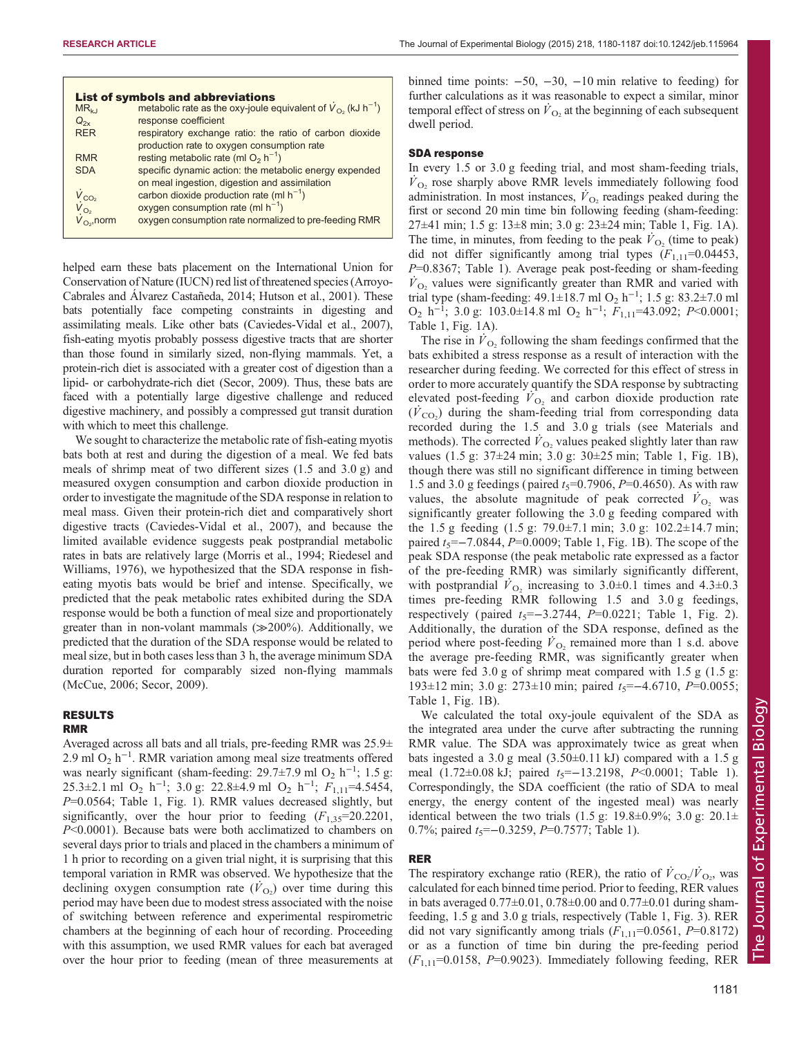**List of symbols and abbreviations**

| | |
|---|---|
| $MR_{kJ}$ | metabolic rate as the oxy-joule equivalent of $\dot{V}_{O_2}$ (kJ $h^{-1}$) |
| $Q_{2x}$ | response coefficient |
| RER | respiratory exchange ratio: the ratio of carbon dioxide production rate to oxygen consumption rate |
| RMR | resting metabolic rate (ml $O_2$ $h^{-1}$) |
| SDA | specific dynamic action: the metabolic energy expended on meal ingestion, digestion and assimilation |
| $\dot{V}_{CO_2}$ | carbon dioxide production rate (ml $h^{-1}$) |
| $\dot{V}_{O_2}$ | oxygen consumption rate (ml $h^{-1}$) |
| $\dot{V}_{O_2}$,norm | oxygen consumption rate normalized to pre-feeding RMR |

helped earn these bats placement on the International Union for Conservation of Nature (IUCN) red list of threatened species (Arroyo-Cabrales and Álvarez Castañeda, 2014; Hutson et al., 2001). These bats potentially face competing constraints in digesting and assimilating meals. Like other bats (Caviedes-Vidal et al., 2007), fish-eating myotis probably possess digestive tracts that are shorter than those found in similarly sized, non-flying mammals. Yet, a protein-rich diet is associated with a greater cost of digestion than a lipid- or carbohydrate-rich diet (Secor, 2009). Thus, these bats are faced with a potentially large digestive challenge and reduced digestive machinery, and possibly a compressed gut transit duration with which to meet this challenge.

We sought to characterize the metabolic rate of fish-eating myotis bats both at rest and during the digestion of a meal. We fed bats meals of shrimp meat of two different sizes (1.5 and 3.0 g) and measured oxygen consumption and carbon dioxide production in order to investigate the magnitude of the SDA response in relation to meal mass. Given their protein-rich diet and comparatively short digestive tracts (Caviedes-Vidal et al., 2007), and because the limited available evidence suggests peak postprandial metabolic rates in bats are relatively large (Morris et al., 1994; Riedesel and Williams, 1976), we hypothesized that the SDA response in fish-eating myotis bats would be brief and intense. Specifically, we predicted that the peak metabolic rates exhibited during the SDA response would be both a function of meal size and proportionately greater than in non-volant mammals (≫200%). Additionally, we predicted that the duration of the SDA response would be related to meal size, but in both cases less than 3 h, the average minimum SDA duration reported for comparably sized non-flying mammals (McCue, 2006; Secor, 2009).

## RESULTS

### RMR

Averaged across all bats and all trials, pre-feeding RMR was 25.9±2.9 ml $O_2$ $h^{-1}$. RMR variation among meal size treatments offered was nearly significant (sham-feeding: 29.7±7.9 ml $O_2$ $h^{-1}$; 1.5 g: 25.3±2.1 ml $O_2$ $h^{-1}$; 3.0 g: 22.8±4.9 ml $O_2$ $h^{-1}$; $F_{1,11}$=4.5454, $P$=0.0564; Table 1, Fig. 1). RMR values decreased slightly, but significantly, over the hour prior to feeding ($F_{1,35}$=20.2201, $P$<0.0001). Because bats were both acclimatized to chambers on several days prior to trials and placed in the chambers a minimum of 1 h prior to recording on a given trial night, it is surprising that this temporal variation in RMR was observed. We hypothesize that the declining oxygen consumption rate ($\dot{V}_{O_2}$) over time during this period may have been due to modest stress associated with the noise of switching between reference and experimental respirometric chambers at the beginning of each hour of recording. Proceeding with this assumption, we used RMR values for each bat averaged over the hour prior to feeding (mean of three measurements at binned time points: −50, −30, −10 min relative to feeding) for further calculations as it was reasonable to expect a similar, minor temporal effect of stress on $\dot{V}_{O_2}$ at the beginning of each subsequent dwell period.

### SDA response

In every 1.5 or 3.0 g feeding trial, and most sham-feeding trials, $\dot{V}_{O_2}$ rose sharply above RMR levels immediately following food administration. In most instances, $\dot{V}_{O_2}$ readings peaked during the first or second 20 min time bin following feeding (sham-feeding: 27±41 min; 1.5 g: 13±8 min; 3.0 g: 23±24 min; Table 1, Fig. 1A). The time, in minutes, from feeding to the peak $\dot{V}_{O_2}$ (time to peak) did not differ significantly among trial types ($F_{1,11}$=0.04453, $P$=0.8367; Table 1). Average peak post-feeding or sham-feeding $\dot{V}_{O_2}$ values were significantly greater than RMR and varied with trial type (sham-feeding: 49.1±18.7 ml $O_2$ $h^{-1}$; 1.5 g: 83.2±7.0 ml $O_2$ $h^{-1}$; 3.0 g: 103.0±14.8 ml $O_2$ $h^{-1}$; $F_{1,11}$=43.092; $P$<0.0001; Table 1, Fig. 1A).

The rise in $\dot{V}_{O_2}$ following the sham feedings confirmed that the bats exhibited a stress response as a result of interaction with the researcher during feeding. We corrected for this effect of stress in order to more accurately quantify the SDA response by subtracting elevated post-feeding $\dot{V}_{O_2}$ and carbon dioxide production rate ($\dot{V}_{CO_2}$) during the sham-feeding trial from corresponding data recorded during the 1.5 and 3.0 g trials (see Materials and methods). The corrected $\dot{V}_{O_2}$ values peaked slightly later than raw values (1.5 g: 37±24 min; 3.0 g: 30±25 min; Table 1, Fig. 1B), though there was still no significant difference in timing between 1.5 and 3.0 g feedings (paired $t_5$=0.7906, $P$=0.4650). As with raw values, the absolute magnitude of peak corrected $\dot{V}_{O_2}$ was significantly greater following the 3.0 g feeding compared with the 1.5 g feeding (1.5 g: 79.0±7.1 min; 3.0 g: 102.2±14.7 min; paired $t_5$=−7.0844, $P$=0.0009; Table 1, Fig. 1B). The scope of the peak SDA response (the peak metabolic rate expressed as a factor of the pre-feeding RMR) was similarly significantly different, with postprandial $\dot{V}_{O_2}$ increasing to 3.0±0.1 times and 4.3±0.3 times pre-feeding RMR following 1.5 and 3.0 g feedings, respectively (paired $t_5$=−3.2744, $P$=0.0221; Table 1, Fig. 2). Additionally, the duration of the SDA response, defined as the period where post-feeding $\dot{V}_{O_2}$ remained more than 1 s.d. above the average pre-feeding RMR, was significantly greater when bats were fed 3.0 g of shrimp meat compared with 1.5 g (1.5 g: 193±12 min; 3.0 g: 273±10 min; paired $t_5$=−4.6710, $P$=0.0055; Table 1, Fig. 1B).

We calculated the total oxy-joule equivalent of the SDA as the integrated area under the curve after subtracting the running RMR value. The SDA was approximately twice as great when bats ingested a 3.0 g meal (3.50±0.11 kJ) compared with a 1.5 g meal (1.72±0.08 kJ; paired $t_5$=−13.2198, $P$<0.0001; Table 1). Correspondingly, the SDA coefficient (the ratio of SDA to meal energy, the energy content of the ingested meal) was nearly identical between the two trials (1.5 g: 19.8±0.9%; 3.0 g: 20.1±0.7%; paired $t_5$=−0.3259, $P$=0.7577; Table 1).

### RER

The respiratory exchange ratio (RER), the ratio of $\dot{V}_{CO_2}/\dot{V}_{O_2}$, was calculated for each binned time period. Prior to feeding, RER values in bats averaged 0.77±0.01, 0.78±0.00 and 0.77±0.01 during sham-feeding, 1.5 g and 3.0 g trials, respectively (Table 1, Fig. 3). RER did not vary significantly among trials ($F_{1,11}$=0.0561, $P$=0.8172) or as a function of time bin during the pre-feeding period ($F_{1,11}$=0.0158, $P$=0.9023). Immediately following feeding, RER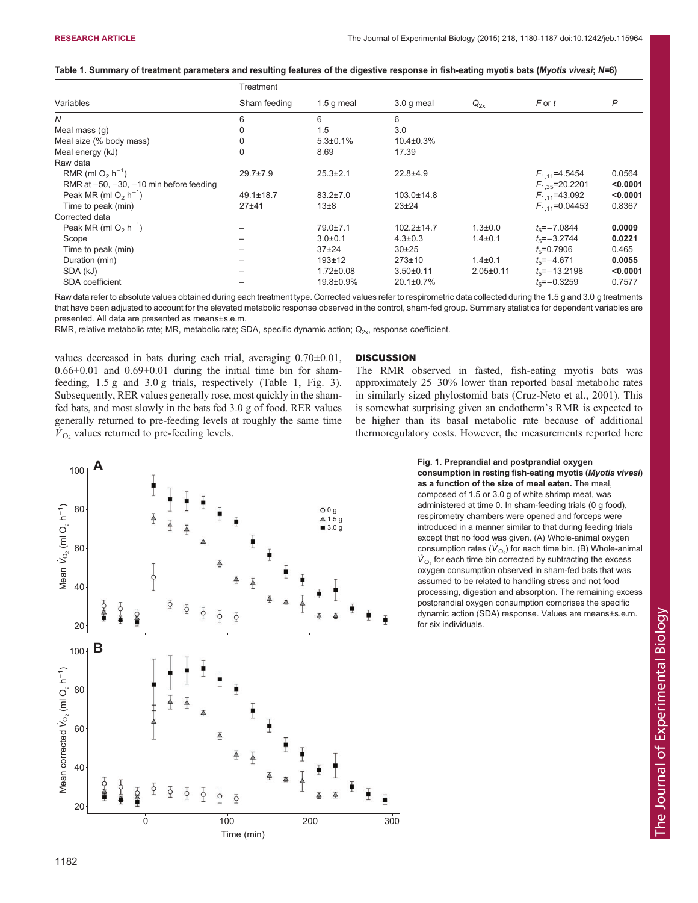**Table 1. Summary of treatment parameters and resulting features of the digestive response in fish-eating myotis bats (*Myotis vivesi*; *N*=6)**

| Variables | Treatment | | | $Q_{2x}$ | *F* or *t* | *P* |
|---|---|---|---|---|---|---|
| | Sham feeding | 1.5 g meal | 3.0 g meal | | | |
| *N* | 6 | 6 | 6 | | | |
| Meal mass (g) | 0 | 1.5 | 3.0 | | | |
| Meal size (% body mass) | 0 | 5.3±0.1% | 10.4±0.3% | | | |
| Meal energy (kJ) | 0 | 8.69 | 17.39 | | | |
| Raw data | | | | | | |
| RMR (ml $O_2$ $h^{-1}$) | 29.7±7.9 | 25.3±2.1 | 22.8±4.9 | | $F_{1,11}$=4.5454 | 0.0564 |
| RMR at −50, −30, −10 min before feeding | | | | | $F_{1,35}$=20.2201 | **<0.0001** |
| Peak MR (ml $O_2$ $h^{-1}$) | 49.1±18.7 | 83.2±7.0 | 103.0±14.8 | | $F_{1,11}$=43.092 | **<0.0001** |
| Time to peak (min) | 27±41 | 13±8 | 23±24 | | $F_{1,11}$=0.04453 | 0.8367 |
| Corrected data | | | | | | |
| Peak MR (ml $O_2$ $h^{-1}$) | – | 79.0±7.1 | 102.2±14.7 | 1.3±0.0 | $t_5$=−7.0844 | **0.0009** |
| Scope | – | 3.0±0.1 | 4.3±0.3 | 1.4±0.1 | $t_5$=−3.2744 | **0.0221** |
| Time to peak (min) | – | 37±24 | 30±25 | | $t_5$=0.7906 | 0.465 |
| Duration (min) | – | 193±12 | 273±10 | 1.4±0.1 | $t_5$=−4.671 | **0.0055** |
| SDA (kJ) | – | 1.72±0.08 | 3.50±0.11 | 2.05±0.11 | $t_5$=−13.2198 | **<0.0001** |
| SDA coefficient | – | 19.8±0.9% | 20.1±0.7% | | $t_5$=−0.3259 | 0.7577 |

Raw data refer to absolute values obtained during each treatment type. Corrected values refer to respirometric data collected during the 1.5 g and 3.0 g treatments that have been adjusted to account for the elevated metabolic response observed in the control, sham-fed group. Summary statistics for dependent variables are presented. All data are presented as means±s.e.m.

RMR, relative metabolic rate; MR, metabolic rate; SDA, specific dynamic action; $Q_{2x}$, response coefficient.

values decreased in bats during each trial, averaging 0.70±0.01, 0.66±0.01 and 0.69±0.01 during the initial time bin for sham-feeding, 1.5 g and 3.0 g trials, respectively (Table 1, Fig. 3). Subsequently, RER values generally rose, most quickly in the sham-fed bats, and most slowly in the bats fed 3.0 g of food. RER values generally returned to pre-feeding levels at roughly the same time $\dot{V}_{O_2}$ values returned to pre-feeding levels.

## DISCUSSION

The RMR observed in fasted, fish-eating myotis bats was approximately 25–30% lower than reported basal metabolic rates in similarly sized phylostomid bats (Cruz-Neto et al., 2001). This is somewhat surprising given an endotherm's RMR is expected to be higher than its basal metabolic rate because of additional thermoregulatory costs. However, the measurements reported here

**Fig. 1. Preprandial and postprandial oxygen consumption in resting fish-eating myotis (*Myotis vivesi*) as a function of the size of meal eaten.** The meal, composed of 1.5 or 3.0 g of white shrimp meat, was administered at time 0. In sham-feeding trials (0 g food), respirometry chambers were opened and forceps were introduced in a manner similar to that during feeding trials except that no food was given. (A) Whole-animal oxygen consumption rates ($\dot{V}_{O_2}$) for each time bin. (B) Whole-animal $\dot{V}_{O_2}$ for each time bin corrected by subtracting the excess oxygen consumption observed in sham-fed bats that was assumed to be related to handling stress and not food processing, digestion and absorption. The remaining excess postprandial oxygen consumption comprises the specific dynamic action (SDA) response. Values are means±s.e.m. for six individuals.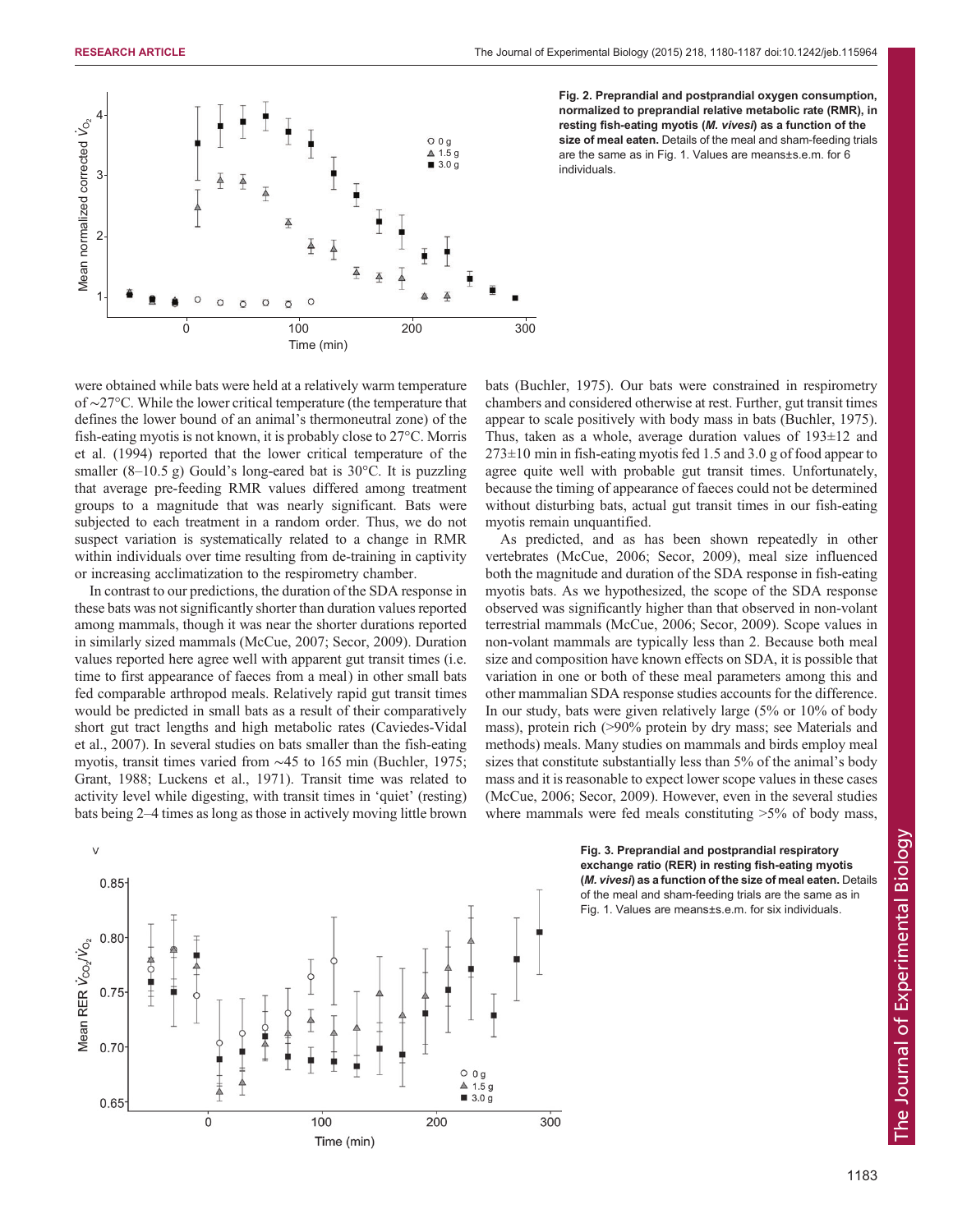**Fig. 2. Preprandial and postprandial oxygen consumption, normalized to preprandial relative metabolic rate (RMR), in resting fish-eating myotis (*M. vivesi*) as a function of the size of meal eaten.** Details of the meal and sham-feeding trials are the same as in Fig. 1. Values are means±s.e.m. for 6 individuals.

were obtained while bats were held at a relatively warm temperature of ~27°C. While the lower critical temperature (the temperature that defines the lower bound of an animal's thermoneutral zone) of the fish-eating myotis is not known, it is probably close to 27°C. Morris et al. (1994) reported that the lower critical temperature of the smaller (8–10.5 g) Gould's long-eared bat is 30°C. It is puzzling that average pre-feeding RMR values differed among treatment groups to a magnitude that was nearly significant. Bats were subjected to each treatment in a random order. Thus, we do not suspect variation is systematically related to a change in RMR within individuals over time resulting from de-training in captivity or increasing acclimatization to the respirometry chamber.

In contrast to our predictions, the duration of the SDA response in these bats was not significantly shorter than duration values reported among mammals, though it was near the shorter durations reported in similarly sized mammals (McCue, 2007; Secor, 2009). Duration values reported here agree well with apparent gut transit times (i.e. time to first appearance of faeces from a meal) in other small bats fed comparable arthropod meals. Relatively rapid gut transit times would be predicted in small bats as a result of their comparatively short gut tract lengths and high metabolic rates (Caviedes-Vidal et al., 2007). In several studies on bats smaller than the fish-eating myotis, transit times varied from ~45 to 165 min (Buchler, 1975; Grant, 1988; Luckens et al., 1971). Transit time was related to activity level while digesting, with transit times in 'quiet' (resting) bats being 2–4 times as long as those in actively moving little brown bats (Buchler, 1975). Our bats were constrained in respirometry chambers and considered otherwise at rest. Further, gut transit times appear to scale positively with body mass in bats (Buchler, 1975). Thus, taken as a whole, average duration values of 193±12 and 273±10 min in fish-eating myotis fed 1.5 and 3.0 g of food appear to agree quite well with probable gut transit times. Unfortunately, because the timing of appearance of faeces could not be determined without disturbing bats, actual gut transit times in our fish-eating myotis remain unquantified.

As predicted, and as has been shown repeatedly in other vertebrates (McCue, 2006; Secor, 2009), meal size influenced both the magnitude and duration of the SDA response in fish-eating myotis bats. As we hypothesized, the scope of the SDA response observed was significantly higher than that observed in non-volant terrestrial mammals (McCue, 2006; Secor, 2009). Scope values in non-volant mammals are typically less than 2. Because both meal size and composition have known effects on SDA, it is possible that variation in one or both of these meal parameters among this and other mammalian SDA response studies accounts for the difference. In our study, bats were given relatively large (5% or 10% of body mass), protein rich (>90% protein by dry mass; see Materials and methods) meals. Many studies on mammals and birds employ meal sizes that constitute substantially less than 5% of the animal's body mass and it is reasonable to expect lower scope values in these cases (McCue, 2006; Secor, 2009). However, even in the several studies where mammals were fed meals constituting >5% of body mass,

**Fig. 3. Preprandial and postprandial respiratory exchange ratio (RER) in resting fish-eating myotis (*M. vivesi*) as a function of the size of meal eaten.** Details of the meal and sham-feeding trials are the same as in Fig. 1. Values are means±s.e.m. for six individuals.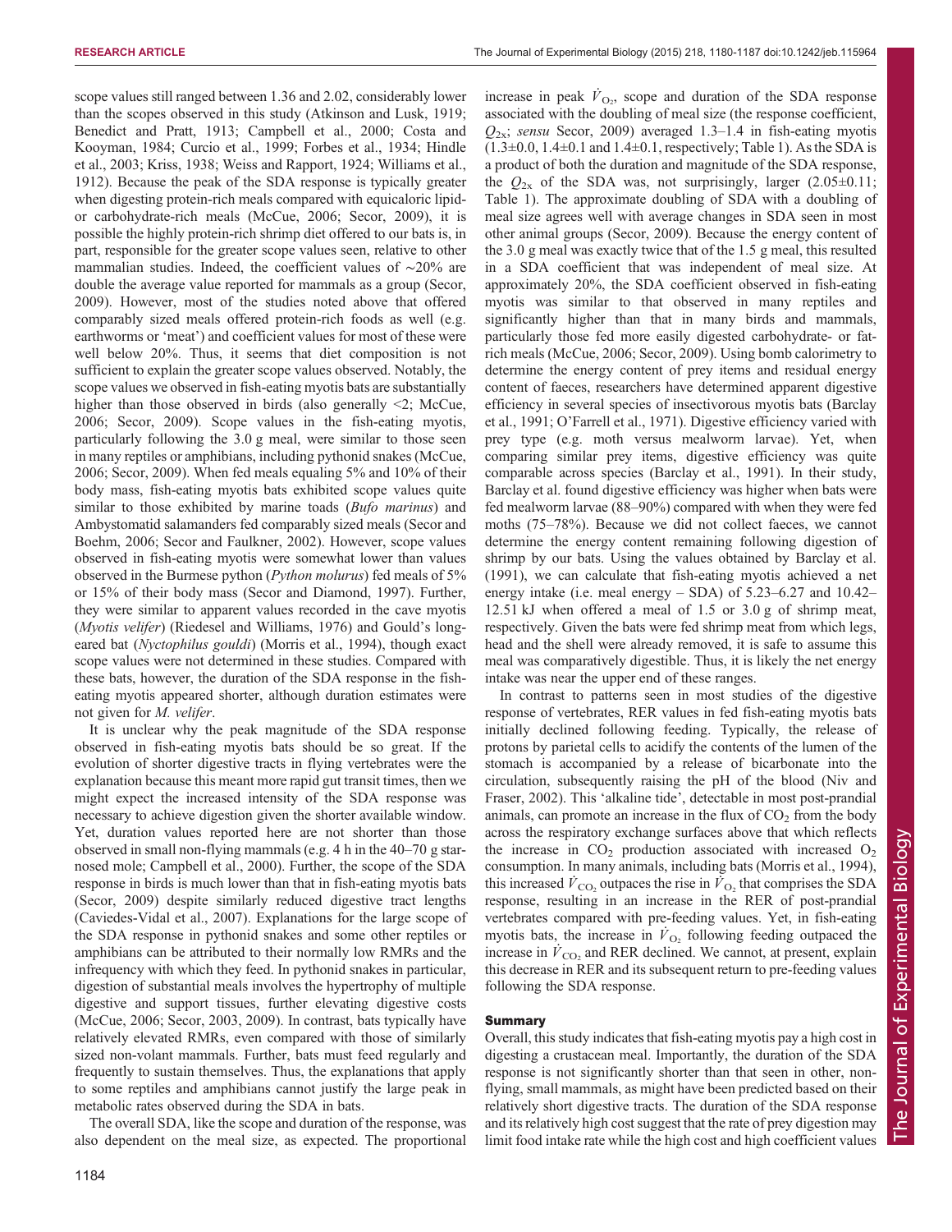scope values still ranged between 1.36 and 2.02, considerably lower than the scopes observed in this study (Atkinson and Lusk, 1919; Benedict and Pratt, 1913; Campbell et al., 2000; Costa and Kooyman, 1984; Curcio et al., 1999; Forbes et al., 1934; Hindle et al., 2003; Kriss, 1938; Weiss and Rapport, 1924; Williams et al., 1912). Because the peak of the SDA response is typically greater when digesting protein-rich meals compared with equicaloric lipid- or carbohydrate-rich meals (McCue, 2006; Secor, 2009), it is possible the highly protein-rich shrimp diet offered to our bats is, in part, responsible for the greater scope values seen, relative to other mammalian studies. Indeed, the coefficient values of ∼20% are double the average value reported for mammals as a group (Secor, 2009). However, most of the studies noted above that offered comparably sized meals offered protein-rich foods as well (e.g. earthworms or 'meat') and coefficient values for most of these were well below 20%. Thus, it seems that diet composition is not sufficient to explain the greater scope values observed. Notably, the scope values we observed in fish-eating myotis bats are substantially higher than those observed in birds (also generally <2; McCue, 2006; Secor, 2009). Scope values in the fish-eating myotis, particularly following the 3.0 g meal, were similar to those seen in many reptiles or amphibians, including pythonid snakes (McCue, 2006; Secor, 2009). When fed meals equaling 5% and 10% of their body mass, fish-eating myotis bats exhibited scope values quite similar to those exhibited by marine toads (*Bufo marinus*) and Ambystomatid salamanders fed comparably sized meals (Secor and Boehm, 2006; Secor and Faulkner, 2002). However, scope values observed in fish-eating myotis were somewhat lower than values observed in the Burmese python (*Python molurus*) fed meals of 5% or 15% of their body mass (Secor and Diamond, 1997). Further, they were similar to apparent values recorded in the cave myotis (*Myotis velifer*) (Riedesel and Williams, 1976) and Gould's long-eared bat (*Nyctophilus gouldi*) (Morris et al., 1994), though exact scope values were not determined in these studies. Compared with these bats, however, the duration of the SDA response in the fish-eating myotis appeared shorter, although duration estimates were not given for *M. velifer*.

It is unclear why the peak magnitude of the SDA response observed in fish-eating myotis bats should be so great. If the evolution of shorter digestive tracts in flying vertebrates were the explanation because this meant more rapid gut transit times, then we might expect the increased intensity of the SDA response was necessary to achieve digestion given the shorter available window. Yet, duration values reported here are not shorter than those observed in small non-flying mammals (e.g. 4 h in the 40–70 g star-nosed mole; Campbell et al., 2000). Further, the scope of the SDA response in birds is much lower than that in fish-eating myotis bats (Secor, 2009) despite similarly reduced digestive tract lengths (Caviedes-Vidal et al., 2007). Explanations for the large scope of the SDA response in pythonid snakes and some other reptiles or amphibians can be attributed to their normally low RMRs and the infrequency with which they feed. In pythonid snakes in particular, digestion of substantial meals involves the hypertrophy of multiple digestive and support tissues, further elevating digestive costs (McCue, 2006; Secor, 2003, 2009). In contrast, bats typically have relatively elevated RMRs, even compared with those of similarly sized non-volant mammals. Further, bats must feed regularly and frequently to sustain themselves. Thus, the explanations that apply to some reptiles and amphibians cannot justify the large peak in metabolic rates observed during the SDA in bats.

The overall SDA, like the scope and duration of the response, was also dependent on the meal size, as expected. The proportional increase in peak $\dot{V}_{O_2}$, scope and duration of the SDA response associated with the doubling of meal size (the response coefficient, $Q_{2x}$; *sensu* Secor, 2009) averaged 1.3–1.4 in fish-eating myotis (1.3±0.0, 1.4±0.1 and 1.4±0.1, respectively; Table 1). As the SDA is a product of both the duration and magnitude of the SDA response, the $Q_{2x}$ of the SDA was, not surprisingly, larger (2.05±0.11; Table 1). The approximate doubling of SDA with a doubling of meal size agrees well with average changes in SDA seen in most other animal groups (Secor, 2009). Because the energy content of the 3.0 g meal was exactly twice that of the 1.5 g meal, this resulted in a SDA coefficient that was independent of meal size. At approximately 20%, the SDA coefficient observed in fish-eating myotis was similar to that observed in many reptiles and significantly higher than that in many birds and mammals, particularly those fed more easily digested carbohydrate- or fat-rich meals (McCue, 2006; Secor, 2009). Using bomb calorimetry to determine the energy content of prey items and residual energy content of faeces, researchers have determined apparent digestive efficiency in several species of insectivorous myotis bats (Barclay et al., 1991; O'Farrell et al., 1971). Digestive efficiency varied with prey type (e.g. moth versus mealworm larvae). Yet, when comparing similar prey items, digestive efficiency was quite comparable across species (Barclay et al., 1991). In their study, Barclay et al. found digestive efficiency was higher when bats were fed mealworm larvae (88–90%) compared with when they were fed moths (75–78%). Because we did not collect faeces, we cannot determine the energy content remaining following digestion of shrimp by our bats. Using the values obtained by Barclay et al. (1991), we can calculate that fish-eating myotis achieved a net energy intake (i.e. meal energy – SDA) of 5.23–6.27 and 10.42–12.51 kJ when offered a meal of 1.5 or 3.0 g of shrimp meat, respectively. Given the bats were fed shrimp meat from which legs, head and the shell were already removed, it is safe to assume this meal was comparatively digestible. Thus, it is likely the net energy intake was near the upper end of these ranges.

In contrast to patterns seen in most studies of the digestive response of vertebrates, RER values in fed fish-eating myotis bats initially declined following feeding. Typically, the release of protons by parietal cells to acidify the contents of the lumen of the stomach is accompanied by a release of bicarbonate into the circulation, subsequently raising the pH of the blood (Niv and Fraser, 2002). This 'alkaline tide', detectable in most post-prandial animals, can promote an increase in the flux of $CO_2$ from the body across the respiratory exchange surfaces above that which reflects the increase in $CO_2$ production associated with increased $O_2$ consumption. In many animals, including bats (Morris et al., 1994), this increased $\dot{V}_{CO_2}$ outpaces the rise in $\dot{V}_{O_2}$ that comprises the SDA response, resulting in an increase in the RER of post-prandial vertebrates compared with pre-feeding values. Yet, in fish-eating myotis bats, the increase in $\dot{V}_{O_2}$ following feeding outpaced the increase in $\dot{V}_{CO_2}$ and RER declined. We cannot, at present, explain this decrease in RER and its subsequent return to pre-feeding values following the SDA response.

### Summary

Overall, this study indicates that fish-eating myotis pay a high cost in digesting a crustacean meal. Importantly, the duration of the SDA response is not significantly shorter than that seen in other, non-flying, small mammals, as might have been predicted based on their relatively short digestive tracts. The duration of the SDA response and its relatively high cost suggest that the rate of prey digestion may limit food intake rate while the high cost and high coefficient values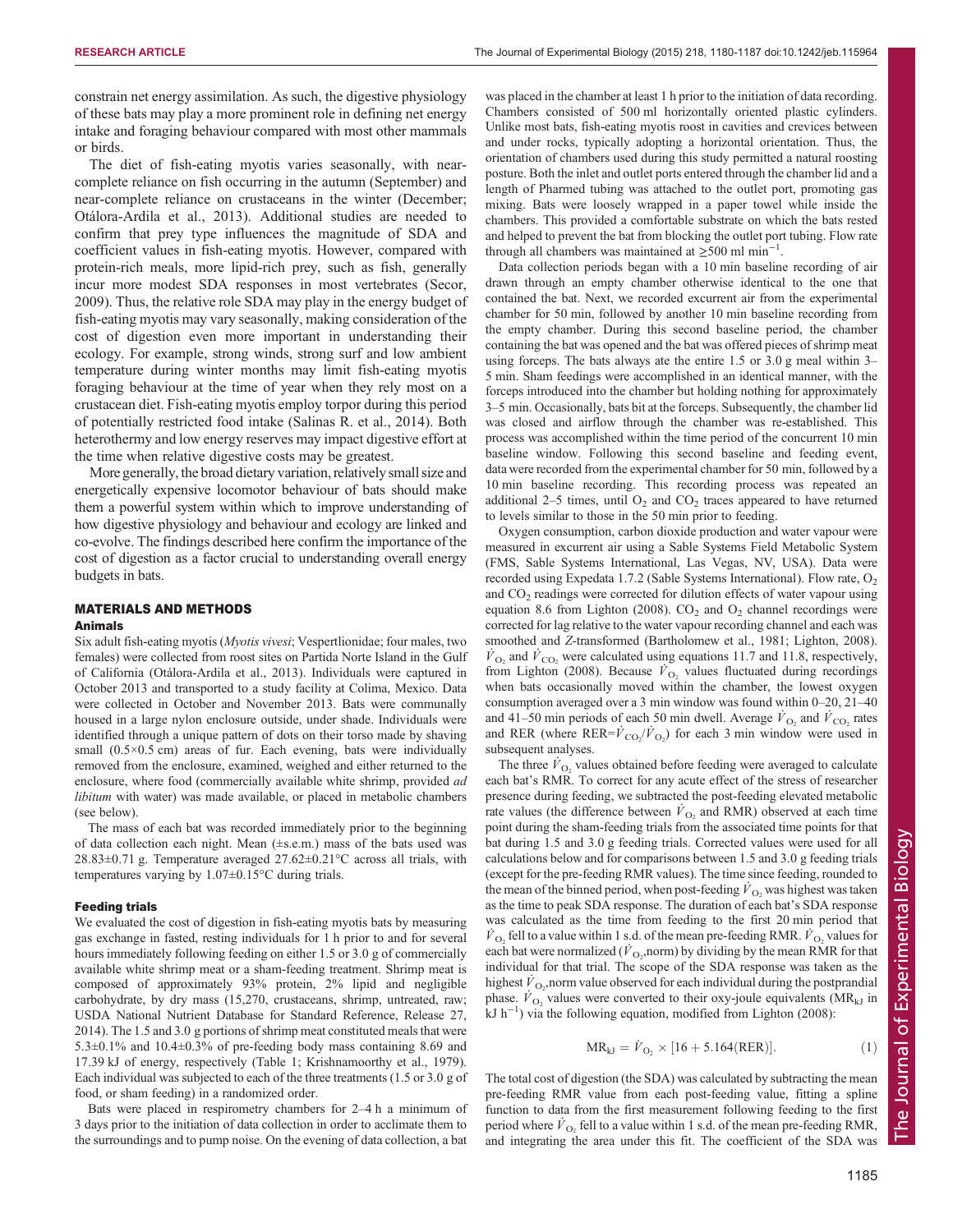constrain net energy assimilation. As such, the digestive physiology of these bats may play a more prominent role in defining net energy intake and foraging behaviour compared with most other mammals or birds.

The diet of fish-eating myotis varies seasonally, with near-complete reliance on fish occurring in the autumn (September) and near-complete reliance on crustaceans in the winter (December; Otálora-Ardila et al., 2013). Additional studies are needed to confirm that prey type influences the magnitude of SDA and coefficient values in fish-eating myotis. However, compared with protein-rich meals, more lipid-rich prey, such as fish, generally incur more modest SDA responses in most vertebrates (Secor, 2009). Thus, the relative role SDA may play in the energy budget of fish-eating myotis may vary seasonally, making consideration of the cost of digestion even more important in understanding their ecology. For example, strong winds, strong surf and low ambient temperature during winter months may limit fish-eating myotis foraging behaviour at the time of year when they rely most on a crustacean diet. Fish-eating myotis employ torpor during this period of potentially restricted food intake (Salinas R. et al., 2014). Both heterothermy and low energy reserves may impact digestive effort at the time when relative digestive costs may be greatest.

More generally, the broad dietary variation, relatively small size and energetically expensive locomotor behaviour of bats should make them a powerful system within which to improve understanding of how digestive physiology and behaviour and ecology are linked and co-evolve. The findings described here confirm the importance of the cost of digestion as a factor crucial to understanding overall energy budgets in bats.

## MATERIALS AND METHODS

### Animals

Six adult fish-eating myotis (*Myotis vivesi*; Vespertilionidae; four males, two females) were collected from roost sites on Partida Norte Island in the Gulf of California (Otálora-Ardila et al., 2013). Individuals were captured in October 2013 and transported to a study facility at Colima, Mexico. Data were collected in October and November 2013. Bats were communally housed in a large nylon enclosure outside, under shade. Individuals were identified through a unique pattern of dots on their torso made by shaving small (0.5×0.5 cm) areas of fur. Each evening, bats were individually removed from the enclosure, examined, weighed and either returned to the enclosure, where food (commercially available white shrimp, provided *ad libitum* with water) was made available, or placed in metabolic chambers (see below).

The mass of each bat was recorded immediately prior to the beginning of data collection each night. Mean (±s.e.m.) mass of the bats used was 28.83±0.71 g. Temperature averaged 27.62±0.21°C across all trials, with temperatures varying by 1.07±0.15°C during trials.

### Feeding trials

We evaluated the cost of digestion in fish-eating myotis bats by measuring gas exchange in fasted, resting individuals for 1 h prior to and for several hours immediately following feeding on either 1.5 or 3.0 g of commercially available white shrimp meat or a sham-feeding treatment. Shrimp meat is composed of approximately 93% protein, 2% lipid and negligible carbohydrate, by dry mass (15,270, crustaceans, shrimp, untreated, raw; USDA National Nutrient Database for Standard Reference, Release 27, 2014). The 1.5 and 3.0 g portions of shrimp meat constituted meals that were 5.3±0.1% and 10.4±0.3% of pre-feeding body mass containing 8.69 and 17.39 kJ of energy, respectively (Table 1; Krishnamoorthy et al., 1979). Each individual was subjected to each of the three treatments (1.5 or 3.0 g of food, or sham feeding) in a randomized order.

Bats were placed in respirometry chambers for 2–4 h a minimum of 3 days prior to the initiation of data collection in order to acclimate them to the surroundings and to pump noise. On the evening of data collection, a bat was placed in the chamber at least 1 h prior to the initiation of data recording. Chambers consisted of 500 ml horizontally oriented plastic cylinders. Unlike most bats, fish-eating myotis roost in cavities and crevices between and under rocks, typically adopting a horizontal orientation. Thus, the orientation of chambers used during this study permitted a natural roosting posture. Both the inlet and outlet ports entered through the chamber lid and a length of Pharmed tubing was attached to the outlet port, promoting gas mixing. Bats were loosely wrapped in a paper towel while inside the chambers. This provided a comfortable substrate on which the bats rested and helped to prevent the bat from blocking the outlet port tubing. Flow rate through all chambers was maintained at ≥500 ml min$^{-1}$.

Data collection periods began with a 10 min baseline recording of air drawn through an empty chamber otherwise identical to the one that contained the bat. Next, we recorded excurrent air from the experimental chamber for 50 min, followed by another 10 min baseline recording from the empty chamber. During this second baseline period, the chamber containing the bat was opened and the bat was offered pieces of shrimp meat using forceps. The bats always ate the entire 1.5 or 3.0 g meal within 3–5 min. Sham feedings were accomplished in an identical manner, with the forceps introduced into the chamber but holding nothing for approximately 3–5 min. Occasionally, bats bit at the forceps. Subsequently, the chamber lid was closed and airflow through the chamber was re-established. This process was accomplished within the time period of the concurrent 10 min baseline window. Following this second baseline and feeding event, data were recorded from the experimental chamber for 50 min, followed by a 10 min baseline recording. This recording process was repeated an additional 2–5 times, until $O_2$ and $CO_2$ traces appeared to have returned to levels similar to those in the 50 min prior to feeding.

Oxygen consumption, carbon dioxide production and water vapour were measured in excurrent air using a Sable Systems Field Metabolic System (FMS, Sable Systems International, Las Vegas, NV, USA). Data were recorded using Expedata 1.7.2 (Sable Systems International). Flow rate, $O_2$ and $CO_2$ readings were corrected for dilution effects of water vapour using equation 8.6 from Lighton (2008). $CO_2$ and $O_2$ channel recordings were corrected for lag relative to the water vapour recording channel and each was smoothed and *Z*-transformed (Bartholomew et al., 1981; Lighton, 2008). $\dot{V}_{O_2}$ and $\dot{V}_{CO_2}$ were calculated using equations 11.7 and 11.8, respectively, from Lighton (2008). Because $\dot{V}_{O_2}$ values fluctuated during recordings when bats occasionally moved within the chamber, the lowest oxygen consumption averaged over a 3 min window was found within 0–20, 21–40 and 41–50 min periods of each 50 min dwell. Average $\dot{V}_{O_2}$ and $\dot{V}_{CO_2}$ rates and RER (where RER=$\dot{V}_{CO_2}/\dot{V}_{O_2}$) for each 3 min window were used in subsequent analyses.

The three $\dot{V}_{O_2}$ values obtained before feeding were averaged to calculate each bat's RMR. To correct for any acute effect of the stress of researcher presence during feeding, we subtracted the post-feeding elevated metabolic rate values (the difference between $\dot{V}_{O_2}$ and RMR) observed at each time point during the sham-feeding trials from the associated time points for that bat during 1.5 and 3.0 g feeding trials. Corrected values were used for all calculations below and for comparisons between 1.5 and 3.0 g feeding trials (except for the pre-feeding RMR values). The time since feeding, rounded to the mean of the binned period, when post-feeding $\dot{V}_{O_2}$ was highest was taken as the time to peak SDA response. The duration of each bat's SDA response was calculated as the time from feeding to the first 20 min period that $\dot{V}_{O_2}$ fell to a value within 1 s.d. of the mean pre-feeding RMR. $\dot{V}_{O_2}$ values for each bat were normalized ($\dot{V}_{O_2}$,norm) by dividing by the mean RMR for that individual for that trial. The scope of the SDA response was taken as the highest $\dot{V}_{O_2}$,norm value observed for each individual during the postprandial phase. $\dot{V}_{O_2}$ values were converted to their oxy-joule equivalents ($MR_{kJ}$ in kJ h$^{-1}$) via the following equation, modified from Lighton (2008):

$$MR_{kJ} = \dot{V}_{O_2} \times [16 + 5.164(RER)]. \quad (1)$$

The total cost of digestion (the SDA) was calculated by subtracting the mean pre-feeding RMR value from each post-feeding value, fitting a spline function to data from the first measurement following feeding to the first period where $\dot{V}_{O_2}$ fell to a value within 1 s.d. of the mean pre-feeding RMR, and integrating the area under this fit. The coefficient of the SDA was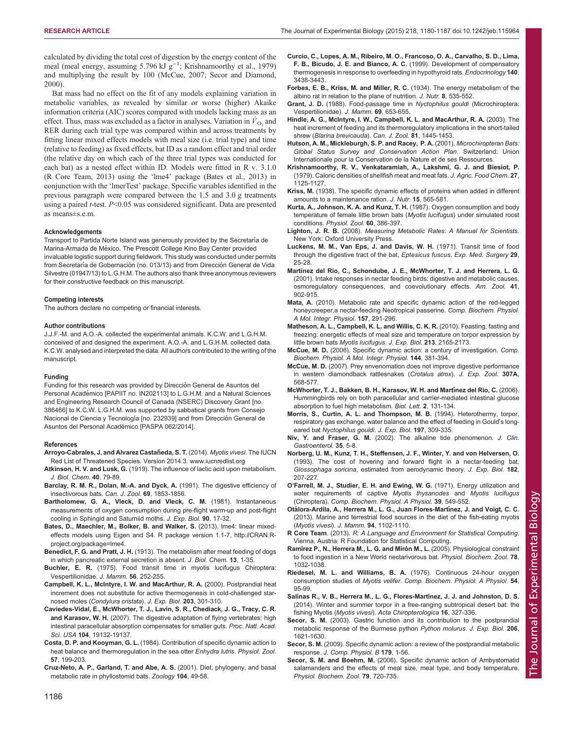calculated by dividing the total cost of digestion by the energy content of the meal (meal energy, assuming 5.796 kJ $g^{-1}$; Krishnamoorthy et al., 1979) and multiplying the result by 100 (McCue, 2007; Secor and Diamond, 2000).

Bat mass had no effect on the fit of any models explaining variation in metabolic variables, as revealed by similar or worse (higher) Akaike information criteria (AIC) scores compared with models lacking mass as an effect. Thus, mass was excluded as a factor in analyses. Variation in $\dot{V}_{O_2}$ and RER during each trial type was compared within and across treatments by fitting linear mixed effects models with meal size (i.e. trial type) and time (relative to feeding) as fixed effects, bat ID as a random effect and trial order (the relative day on which each of the three trial types was conducted for each bat) as a nested effect within ID. Models were fitted in R v. 3.1.0 (R Core Team, 2013) using the 'lme4' package (Bates et al., 2013) in conjunction with the 'lmerTest' package. Specific variables identified in the previous paragraph were compared between the 1.5 and 3.0 g treatments using a paired *t*-test. $P<0.05$ was considered significant. Data are presented as means±s.e.m.

#### Acknowledgements

Transport to Partida Norte Island was generously provided by the Secretaría de Marina-Armada de México. The Prescott College Kino Bay Center provided invaluable logistic support during fieldwork. This study was conducted under permits from Secretaría de Gobernación (no. 013/13) and from Dirección General de Vida Silvestre (01947/13) to L.G.H.M. The authors also thank three anonymous reviewers for their constructive feedback on this manuscript.

#### Competing interests

The authors declare no competing or financial interests.

#### Author contributions

J.J.F.-M. and A.O.-A. collected the experimental animals. K.C.W. and L.G.H.M. conceived of and designed the experiment. A.O.-A. and L.G.H.M. collected data. K.C.W. analysed and interpreted the data. All authors contributed to the writing of the manuscript.

#### Funding

Funding for this research was provided by Dirección General de Asuntos del Personal Académico [PAPIIT no. IN202113] to L.G.H.M. and a Natural Sciences and Engineering Research Council of Canada (NSERC) Discovery Grant [no. 386466] to K.C.W. L.G.H.M. was supported by sabbatical grants from Consejo Nacional de Ciencia y Tecnología [no. 232939] and from Dirección General de Asuntos del Personal Académico [PASPA 062/2014].

#### References

**Arroyo-Cabrales, J. and Alvarez Castañeda, S. T.** (2014). *Myotis vivesi*. The IUCN Red List of Threatened Species. Version 2014.3. www.iucnredlist.org

**Atkinson, H. V. and Lusk, G.** (1919). The influence of lactic acid upon metabolism. *J. Biol. Chem.* **40**, 79-89.

**Barclay, R. M. R., Dolan, M.-A. and Dyck, A.** (1991). The digestive efficiency of insectivorous bats. *Can. J. Zool.* **69**, 1853-1856.

**Bartholomew, G. A., Vleck, D. and Vleck, C. M.** (1981). Instantaneous measurements of oxygen consumption during pre-flight warm-up and post-flight cooling in Sphingid and Saturniid moths. *J. Exp. Biol.* **90**, 17-32.

**Bates, D., Maechler, M., Bolker, B. and Walker, S.** (2013). lme4: linear mixed-effects models using Eigen and S4. R package version 1.1-7, http://CRAN.R-project.org/package=lme4.

**Benedict, F. G. and Pratt, J. H.** (1913). The metabolism after meat feeding of dogs in which pancreatic external secretion is absent. *J. Biol. Chem.* **13**, 1-35.

**Buchler, E. R.** (1975). Food transit time in myotis lucifugus Chiroptera: Vespertilionidae. *J. Mamm.* **56**, 252-255.

**Campbell, K. L., McIntyre, I. W. and MacArthur, R. A.** (2000). Postprandial heat increment does not substitute for active thermogenesis in cold-challenged star-nosed moles (*Condylura cristata*). *J. Exp. Biol.* **203**, 301-310.

**Caviedes-Vidal, E., McWhorter, T. J., Lavin, S. R., Chediack, J. G., Tracy, C. R. and Karasov, W. H.** (2007). The digestive adaptation of flying vertebrates: high intestinal paracellular absorption compensates for smaller guts. *Proc. Natl. Acad. Sci. USA* **104**, 19132-19137.

**Costa, D. P. and Kooyman, G. L.** (1984). Contribution of specific dynamic action to heat balance and thermoregulation in the sea otter *Enhydra lutris*. *Physiol. Zool.* **57**, 199-203.

**Cruz-Neto, A. P., Garland, T. and Abe, A. S.** (2001). Diet, phylogeny, and basal metabolic rate in phyllostomid bats. *Zoology* **104**, 49-58.

**Curcio, C., Lopes, A. M., Ribeiro, M. O., Francoso, O. A., Carvalho, S. D., Lima, F. B., Bicudo, J. E. and Bianco, A. C.** (1999). Development of compensatory thermogenesis in response to overfeeding in hypothyroid rats. *Endocrinology* **140**, 3438-3443.

**Forbes, E. B., Kriss, M. and Miller, R. C.** (1934). The energy metabolism of the albino rat in relation to the plane of nutrition. *J. Nutr.* **8**, 535-552.

**Grant, J. D.** (1988). Food-passage time in *Nyctophilus gouldi* (Microchiroptera: Vespertilionidae). *J. Mamm.* **69**, 653-655.

**Hindle, A. G., McIntyre, I. W., Campbell, K. L. and MacArthur, R. A.** (2003). The heat increment of feeding and its thermoregulatory implications in the short-tailed shrew (*Blarina brevicauda*). *Can. J. Zool.* **81**, 1445-1453.

**Hutson, A. M., Mickleburgh, S. P. and Racey, P. A.** (2001). *Microchiropteran Bats: Global Status Survey and Conservation Action Plan*. Switzerland: Union Internationale pour la Conservation de la Nature et de ses Ressources.

**Krishnamoorthy, R. V., Venkataramiah, A., Lakshmi, G. J. and Biesiot, P.** (1979). Caloric densities of shellfish meat and meat fats. *J. Agric. Food Chem.* **27**, 1125-1127.

**Kriss, M.** (1938). The specific dynamic effects of proteins when added in different amounts to a maintenance ration. *J. Nutr.* **15**, 565-581.

**Kurta, A., Johnson, K. A. and Kunz, T. H.** (1987). Oxygen consumption and body temperature of female little brown bats (*Myotis lucifugus*) under simulated roost conditions. *Physiol. Zool.* **60**, 386-397.

**Lighton, J. R. B.** (2008). *Measuring Metabolic Rates: A Manual for Scientists*. New York: Oxford University Press.

**Luckens, M. M., Van Eps, J. and Davis, W. H.** (1971). Transit time of food through the digestive tract of the bat, *Eptesicus fuscus*. *Exp. Med. Surgery* **29**, 25-28.

**Martinez del Rio, C., Schondube, J. E., McWhorter, T. J. and Herrera, L. G.** (2001). Intake responses in nectar feeding birds: digestive and metabolic causes, osmoregulatory consequences, and coevolutionary effects. *Am. Zool.* **41**, 902-915.

**Mata, A.** (2010). Metabolic rate and specific dynamic action of the red-legged honeycreeper,a nectar-feeding Neotropical passerine. *Comp. Biochem. Physiol. A Mol. Integr. Physiol.* **157**, 291-296.

**Matheson, A. L., Campbell, K. L. and Willis, C. K. R.** (2010). Feasting, fasting and freezing: energetic effects of meal size and temperature on torpor expression by little brown bats *Myotis lucifugus*. *J. Exp. Biol.* **213**, 2165-2173.

**McCue, M. D.** (2006). Specific dynamic action: a century of investigation. *Comp. Biochem. Physiol. A Mol. Integr. Physiol.* **144**, 381-394.

**McCue, M. D.** (2007). Prey envenomation does not improve digestive performance in western diamondback rattlesnakes (*Crotalus atrox*). *J. Exp. Zool.* **307A**, 568-577.

**McWhorter, T. J., Bakken, B. H., Karasov, W. H. and Martínez del Rio, C.** (2006). Hummingbirds rely on both paracellular and carrier-mediated intestinal glucose absorption to fuel high metabolism. *Biol. Lett.* **2**, 131-134.

**Morris, S., Curtin, A. L. and Thompson, M. B.** (1994). Heterothermy, torpor, respiratory gas exchange, water balance and the effect of feeding in Gould's long-eared bat *Nyctophilus gouldi*. *J. Exp. Biol.* **197**, 309-335.

**Niv, Y. and Fraser, G. M.** (2002). The alkaline tide phenomenon. *J. Clin. Gastroenterol.* **35**, 5-8.

**Norberg, U. M., Kunz, T. H., Steffensen, J. F., Winter, Y. and von Helversen, O.** (1993). The cost of hovering and forward flight in a nectar-feeding bat, *Glossophaga soricina*, estimated from aerodynamic theory. *J. Exp. Biol.* **182**, 207-227.

**O'Farrell, M. J., Studier, E. H. and Ewing, W. G.** (1971). Energy utilization and water requirements of captive *Myotis thysanodes* and *Myotis lucifugus* (Chiroptera). *Comp. Biochem. Physiol. A Physiol.* **39**, 549-552.

**Otálora-Ardila, A., Herrera M., L. G., Juan Flores-Martínez, J. and Voigt, C. C.** (2013). Marine and terrestrial food sources in the diet of the fish-eating myotis (*Myotis vivesi*). *J. Mamm.* **94**, 1102-1110.

**R Core Team**. (2013). *R: A Language and Environment for Statistical Computing*. Vienna, Austria: R Foundation for Statistical Computing.

**Ramírez P., N., Herrera M., L. G. and Mirón M., L.** (2005). Physiological constraint to food ingestion in a New World nectarivorous bat. *Physiol. Biochem. Zool.* **78**, 1032-1038.

**Riedesel, M. L. and Williams, B. A.** (1976). Continuous 24-hour oxygen consumption studies of *Myotis velifer*. *Comp. Biochem. Physiol. A Physiol.* **54**, 95-99.

**Salinas R., V. B., Herrera M., L. G., Flores-Martínez, J. J. and Johnston, D. S.** (2014). Winter and summer torpor in a free-ranging subtropical desert bat: the fishing Myotis (*Myotis vivesi*). *Acta Chiropterologica* **16**, 327-336.

**Secor, S. M.** (2003). Gastric function and its contribution to the postprandial metabolic response of the Burmese python *Python molurus*. *J. Exp. Biol.* **206**, 1621-1630.

**Secor, S. M.** (2009). Specific dynamic action: a review of the postprandial metabolic response. *J. Comp. Physiol. B* **179**, 1-56.

**Secor, S. M. and Boehm, M.** (2006). Specific dynamic action of Ambystomatid salamanders and the effects of meal size, meal type, and body temperature. *Physiol. Biochem. Zool.* **79**, 720-735.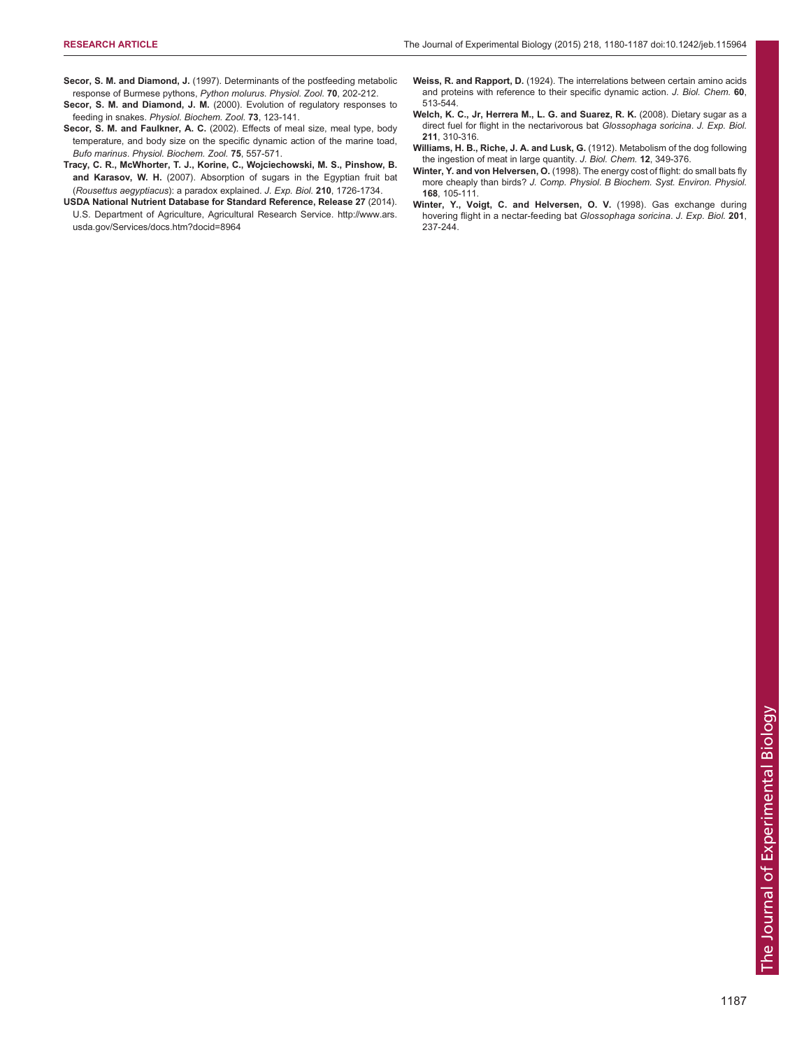**Secor, S. M. and Diamond, J.** (1997). Determinants of the postfeeding metabolic response of Burmese pythons, *Python molurus*. *Physiol. Zool.* **70**, 202-212.

**Secor, S. M. and Diamond, J. M.** (2000). Evolution of regulatory responses to feeding in snakes. *Physiol. Biochem. Zool.* **73**, 123-141.

**Secor, S. M. and Faulkner, A. C.** (2002). Effects of meal size, meal type, body temperature, and body size on the specific dynamic action of the marine toad, *Bufo marinus*. *Physiol. Biochem. Zool.* **75**, 557-571.

**Tracy, C. R., McWhorter, T. J., Korine, C., Wojciechowski, M. S., Pinshow, B. and Karasov, W. H.** (2007). Absorption of sugars in the Egyptian fruit bat (*Rousettus aegyptiacus*): a paradox explained. *J. Exp. Biol.* **210**, 1726-1734.

**USDA National Nutrient Database for Standard Reference, Release 27** (2014). U.S. Department of Agriculture, Agricultural Research Service. http://www.ars.usda.gov/Services/docs.htm?docid=8964

**Weiss, R. and Rapport, D.** (1924). The interrelations between certain amino acids and proteins with reference to their specific dynamic action. *J. Biol. Chem.* **60**, 513-544.

**Welch, K. C., Jr, Herrera M., L. G. and Suarez, R. K.** (2008). Dietary sugar as a direct fuel for flight in the nectarivorous bat *Glossophaga soricina*. *J. Exp. Biol.* **211**, 310-316.

**Williams, H. B., Riche, J. A. and Lusk, G.** (1912). Metabolism of the dog following the ingestion of meat in large quantity. *J. Biol. Chem.* **12**, 349-376.

**Winter, Y. and von Helversen, O.** (1998). The energy cost of flight: do small bats fly more cheaply than birds? *J. Comp. Physiol. B Biochem. Syst. Environ. Physiol.* **168**, 105-111.

**Winter, Y., Voigt, C. and Helversen, O. V.** (1998). Gas exchange during hovering flight in a nectar-feeding bat *Glossophaga soricina*. *J. Exp. Biol.* **201**, 237-244.